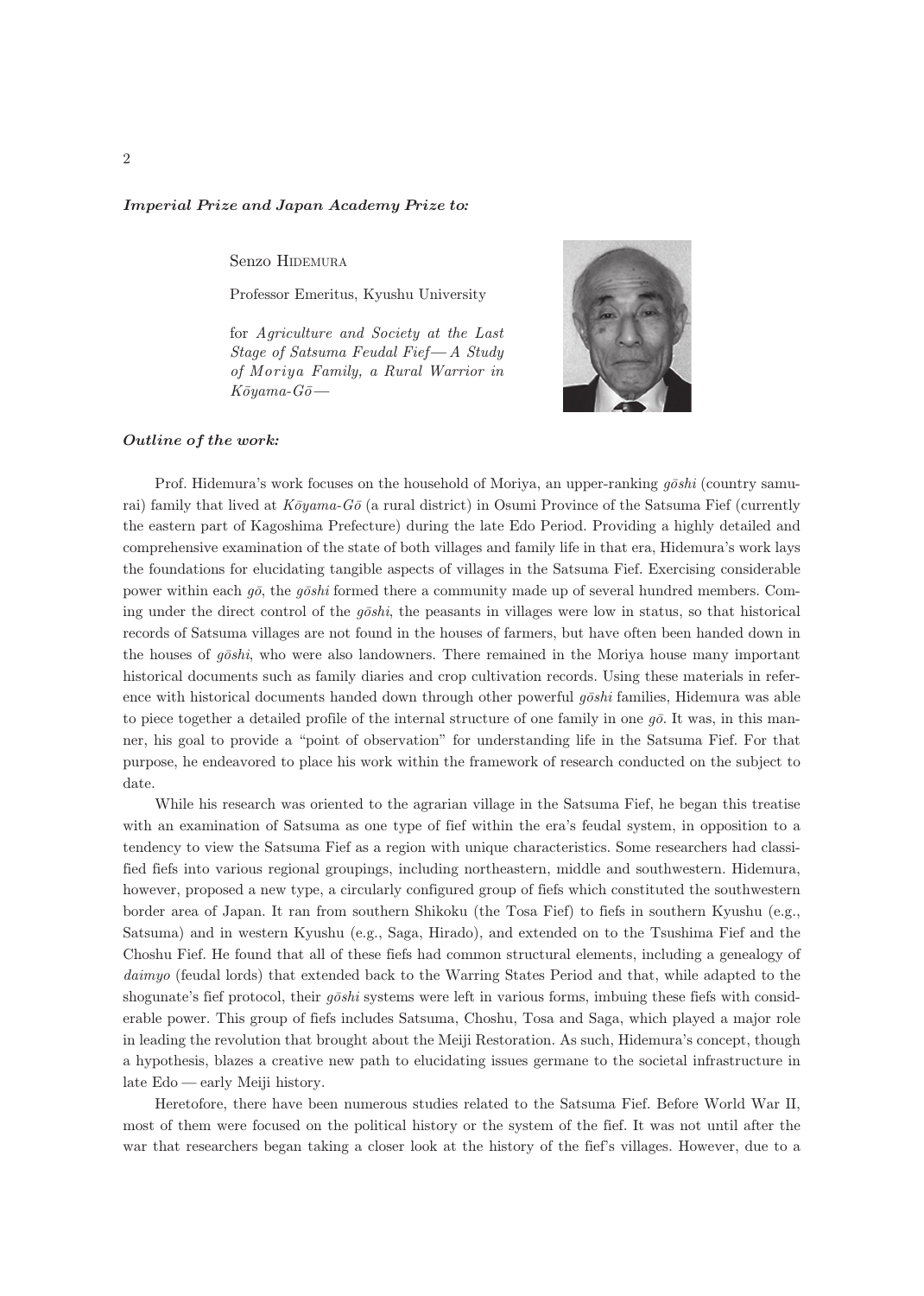***Imperial Prize and Japan Academy Prize to:***

Senzo HIDEMURA

Professor Emeritus, Kyushu University

for *Agriculture and Society at the Last Stage of Satsuma Feudal Fief—A Study of Moriya Family, a Rural Warrior in Kōyama-Gō*—

***Outline of the work:***

Prof. Hidemura's work focuses on the household of Moriya, an upper-ranking *gōshi* (country samurai) family that lived at *Kōyama-Gō* (a rural district) in Osumi Province of the Satsuma Fief (currently the eastern part of Kagoshima Prefecture) during the late Edo Period. Providing a highly detailed and comprehensive examination of the state of both villages and family life in that era, Hidemura's work lays the foundations for elucidating tangible aspects of villages in the Satsuma Fief. Exercising considerable power within each *gō*, the *gōshi* formed there a community made up of several hundred members. Coming under the direct control of the *gōshi*, the peasants in villages were low in status, so that historical records of Satsuma villages are not found in the houses of farmers, but have often been handed down in the houses of *gōshi*, who were also landowners. There remained in the Moriya house many important historical documents such as family diaries and crop cultivation records. Using these materials in reference with historical documents handed down through other powerful *gōshi* families, Hidemura was able to piece together a detailed profile of the internal structure of one family in one *gō*. It was, in this manner, his goal to provide a "point of observation" for understanding life in the Satsuma Fief. For that purpose, he endeavored to place his work within the framework of research conducted on the subject to date.

While his research was oriented to the agrarian village in the Satsuma Fief, he began this treatise with an examination of Satsuma as one type of fief within the era's feudal system, in opposition to a tendency to view the Satsuma Fief as a region with unique characteristics. Some researchers had classified fiefs into various regional groupings, including northeastern, middle and southwestern. Hidemura, however, proposed a new type, a circularly configured group of fiefs which constituted the southwestern border area of Japan. It ran from southern Shikoku (the Tosa Fief) to fiefs in southern Kyushu (e.g., Satsuma) and in western Kyushu (e.g., Saga, Hirado), and extended on to the Tsushima Fief and the Choshu Fief. He found that all of these fiefs had common structural elements, including a genealogy of *daimyo* (feudal lords) that extended back to the Warring States Period and that, while adapted to the shogunate's fief protocol, their *gōshi* systems were left in various forms, imbuing these fiefs with considerable power. This group of fiefs includes Satsuma, Choshu, Tosa and Saga, which played a major role in leading the revolution that brought about the Meiji Restoration. As such, Hidemura's concept, though a hypothesis, blazes a creative new path to elucidating issues germane to the societal infrastructure in late Edo — early Meiji history.

Heretofore, there have been numerous studies related to the Satsuma Fief. Before World War II, most of them were focused on the political history or the system of the fief. It was not until after the war that researchers began taking a closer look at the history of the fief's villages. However, due to a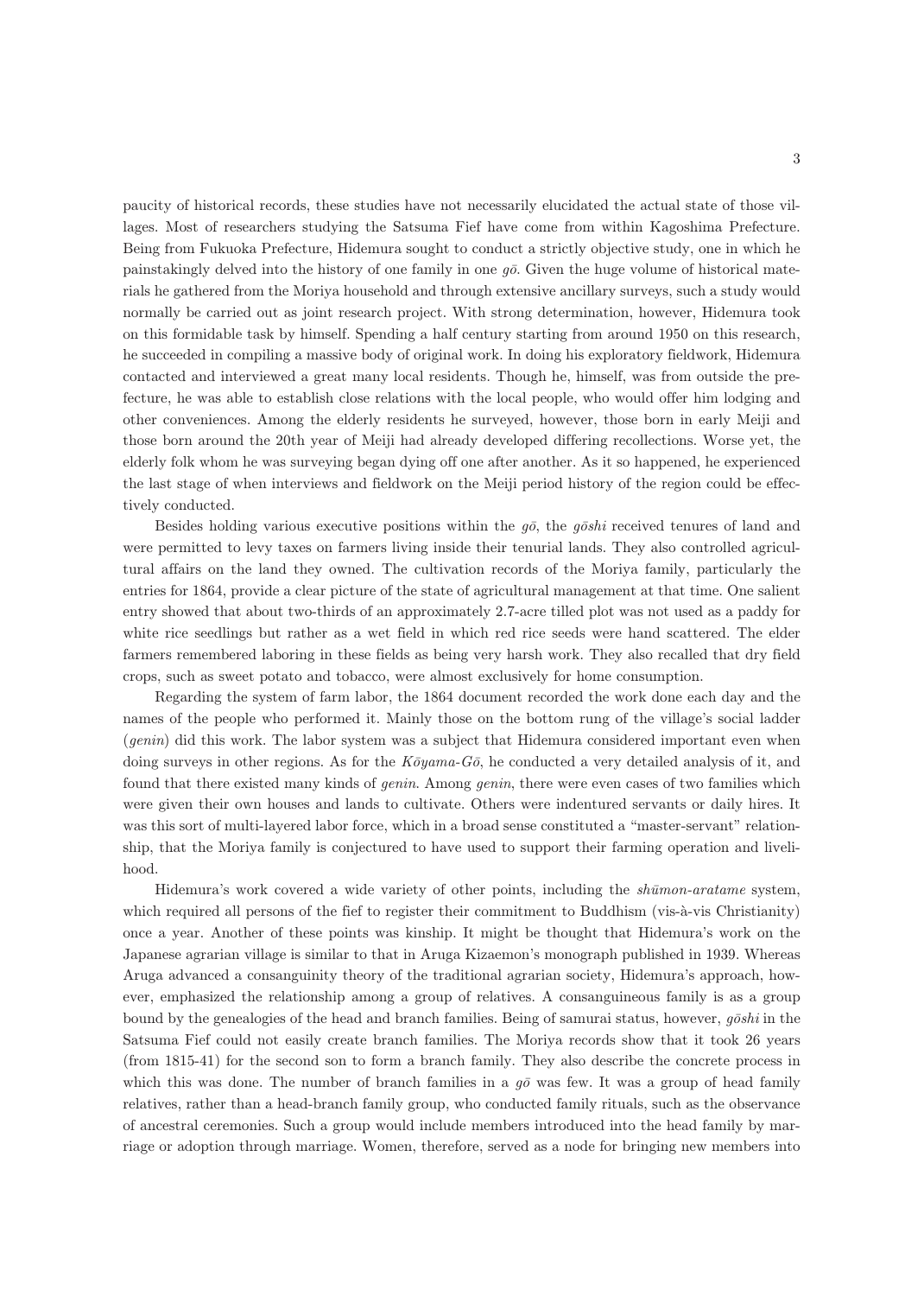paucity of historical records, these studies have not necessarily elucidated the actual state of those villages. Most of researchers studying the Satsuma Fief have come from within Kagoshima Prefecture. Being from Fukuoka Prefecture, Hidemura sought to conduct a strictly objective study, one in which he painstakingly delved into the history of one family in one *gō*. Given the huge volume of historical materials he gathered from the Moriya household and through extensive ancillary surveys, such a study would normally be carried out as joint research project. With strong determination, however, Hidemura took on this formidable task by himself. Spending a half century starting from around 1950 on this research, he succeeded in compiling a massive body of original work. In doing his exploratory fieldwork, Hidemura contacted and interviewed a great many local residents. Though he, himself, was from outside the prefecture, he was able to establish close relations with the local people, who would offer him lodging and other conveniences. Among the elderly residents he surveyed, however, those born in early Meiji and those born around the 20th year of Meiji had already developed differing recollections. Worse yet, the elderly folk whom he was surveying began dying off one after another. As it so happened, he experienced the last stage of when interviews and fieldwork on the Meiji period history of the region could be effectively conducted.

Besides holding various executive positions within the *gō*, the *gōshi* received tenures of land and were permitted to levy taxes on farmers living inside their tenurial lands. They also controlled agricultural affairs on the land they owned. The cultivation records of the Moriya family, particularly the entries for 1864, provide a clear picture of the state of agricultural management at that time. One salient entry showed that about two-thirds of an approximately 2.7-acre tilled plot was not used as a paddy for white rice seedlings but rather as a wet field in which red rice seeds were hand scattered. The elder farmers remembered laboring in these fields as being very harsh work. They also recalled that dry field crops, such as sweet potato and tobacco, were almost exclusively for home consumption.

Regarding the system of farm labor, the 1864 document recorded the work done each day and the names of the people who performed it. Mainly those on the bottom rung of the village's social ladder (*genin*) did this work. The labor system was a subject that Hidemura considered important even when doing surveys in other regions. As for the *Kōyama-Gō*, he conducted a very detailed analysis of it, and found that there existed many kinds of *genin*. Among *genin*, there were even cases of two families which were given their own houses and lands to cultivate. Others were indentured servants or daily hires. It was this sort of multi-layered labor force, which in a broad sense constituted a "master-servant" relationship, that the Moriya family is conjectured to have used to support their farming operation and livelihood.

Hidemura's work covered a wide variety of other points, including the *shūmon-aratame* system, which required all persons of the fief to register their commitment to Buddhism (vis-à-vis Christianity) once a year. Another of these points was kinship. It might be thought that Hidemura's work on the Japanese agrarian village is similar to that in Aruga Kizaemon's monograph published in 1939. Whereas Aruga advanced a consanguinity theory of the traditional agrarian society, Hidemura's approach, however, emphasized the relationship among a group of relatives. A consanguineous family is as a group bound by the genealogies of the head and branch families. Being of samurai status, however, *gōshi* in the Satsuma Fief could not easily create branch families. The Moriya records show that it took 26 years (from 1815-41) for the second son to form a branch family. They also describe the concrete process in which this was done. The number of branch families in a *gō* was few. It was a group of head family relatives, rather than a head-branch family group, who conducted family rituals, such as the observance of ancestral ceremonies. Such a group would include members introduced into the head family by marriage or adoption through marriage. Women, therefore, served as a node for bringing new members into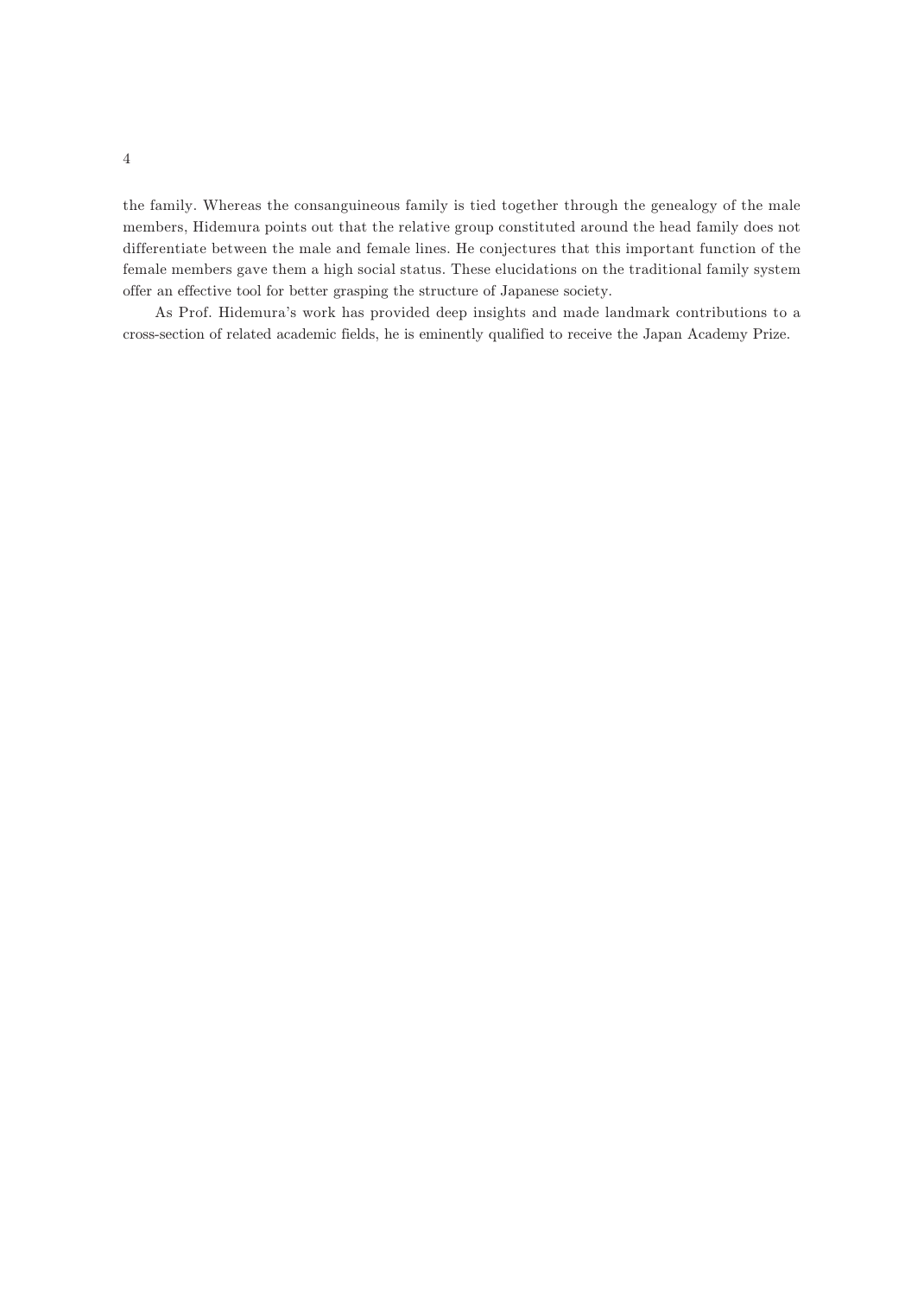the family. Whereas the consanguineous family is tied together through the genealogy of the male members, Hidemura points out that the relative group constituted around the head family does not differentiate between the male and female lines. He conjectures that this important function of the female members gave them a high social status. These elucidations on the traditional family system offer an effective tool for better grasping the structure of Japanese society.

As Prof. Hidemura's work has provided deep insights and made landmark contributions to a cross-section of related academic fields, he is eminently qualified to receive the Japan Academy Prize.